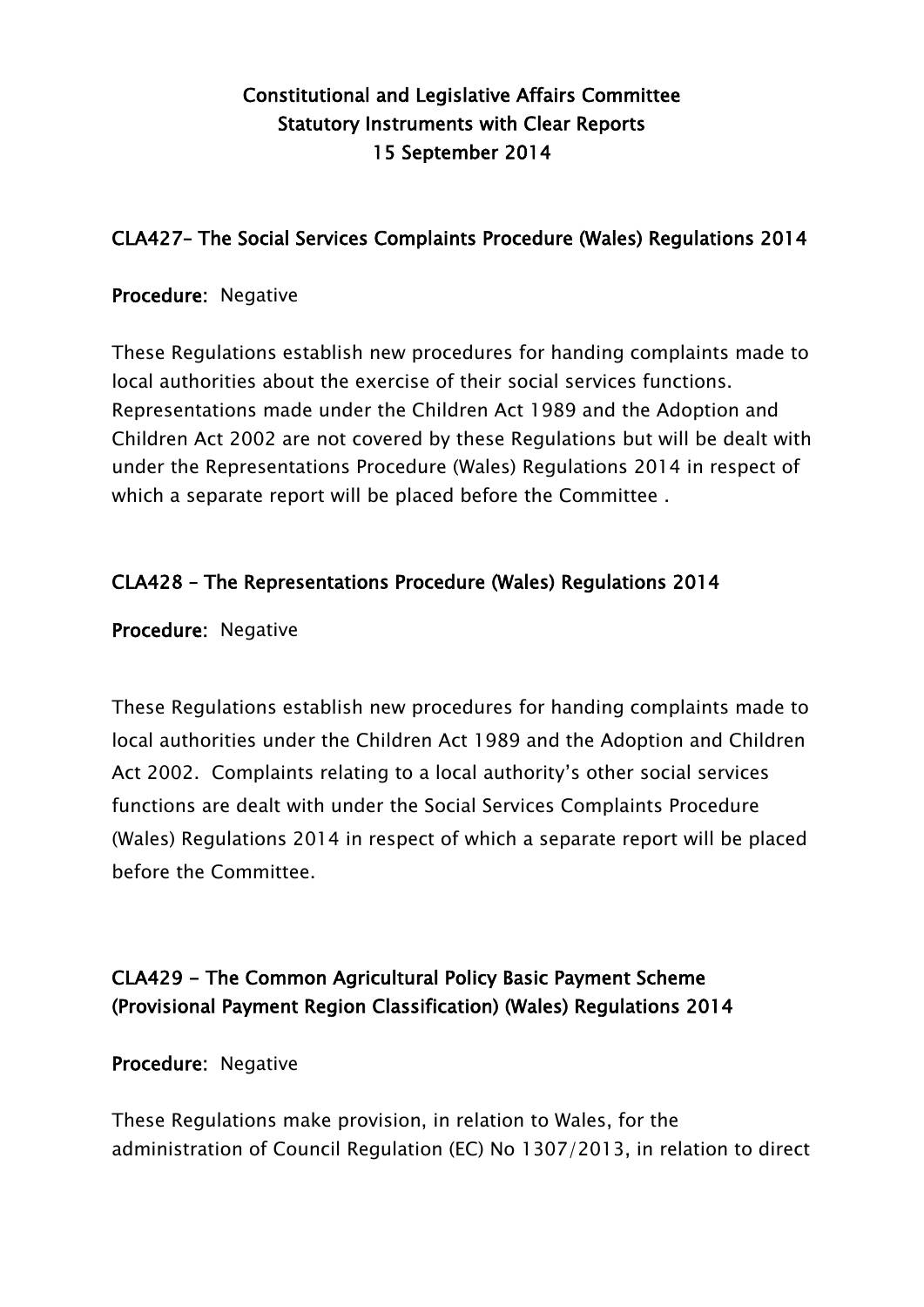# Constitutional and Legislative Affairs Committee
# Statutory Instruments with Clear Reports
# 15 September 2014

## CLA427– The Social Services Complaints Procedure (Wales) Regulations 2014

**Procedure:** Negative

These Regulations establish new procedures for handing complaints made to local authorities about the exercise of their social services functions. Representations made under the Children Act 1989 and the Adoption and Children Act 2002 are not covered by these Regulations but will be dealt with under the Representations Procedure (Wales) Regulations 2014 in respect of which a separate report will be placed before the Committee .

## CLA428 – The Representations Procedure (Wales) Regulations 2014

**Procedure:** Negative

These Regulations establish new procedures for handing complaints made to local authorities under the Children Act 1989 and the Adoption and Children Act 2002. Complaints relating to a local authority's other social services functions are dealt with under the Social Services Complaints Procedure (Wales) Regulations 2014 in respect of which a separate report will be placed before the Committee.

## CLA429 - The Common Agricultural Policy Basic Payment Scheme (Provisional Payment Region Classification) (Wales) Regulations 2014

**Procedure:** Negative

These Regulations make provision, in relation to Wales, for the administration of Council Regulation (EC) No 1307/2013, in relation to direct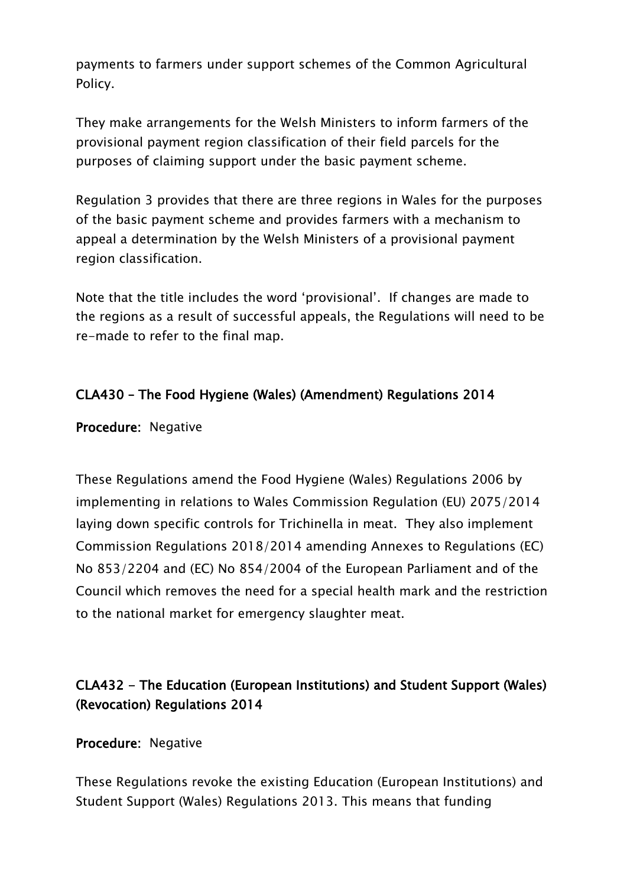payments to farmers under support schemes of the Common Agricultural Policy.

They make arrangements for the Welsh Ministers to inform farmers of the provisional payment region classification of their field parcels for the purposes of claiming support under the basic payment scheme.

Regulation 3 provides that there are three regions in Wales for the purposes of the basic payment scheme and provides farmers with a mechanism to appeal a determination by the Welsh Ministers of a provisional payment region classification.

Note that the title includes the word 'provisional'. If changes are made to the regions as a result of successful appeals, the Regulations will need to be re-made to refer to the final map.

### CLA430 – The Food Hygiene (Wales) (Amendment) Regulations 2014

**Procedure**: Negative

These Regulations amend the Food Hygiene (Wales) Regulations 2006 by implementing in relations to Wales Commission Regulation (EU) 2075/2014 laying down specific controls for Trichinella in meat. They also implement Commission Regulations 2018/2014 amending Annexes to Regulations (EC) No 853/2204 and (EC) No 854/2004 of the European Parliament and of the Council which removes the need for a special health mark and the restriction to the national market for emergency slaughter meat.

### CLA432 - The Education (European Institutions) and Student Support (Wales) (Revocation) Regulations 2014

**Procedure**: Negative

These Regulations revoke the existing Education (European Institutions) and Student Support (Wales) Regulations 2013. This means that funding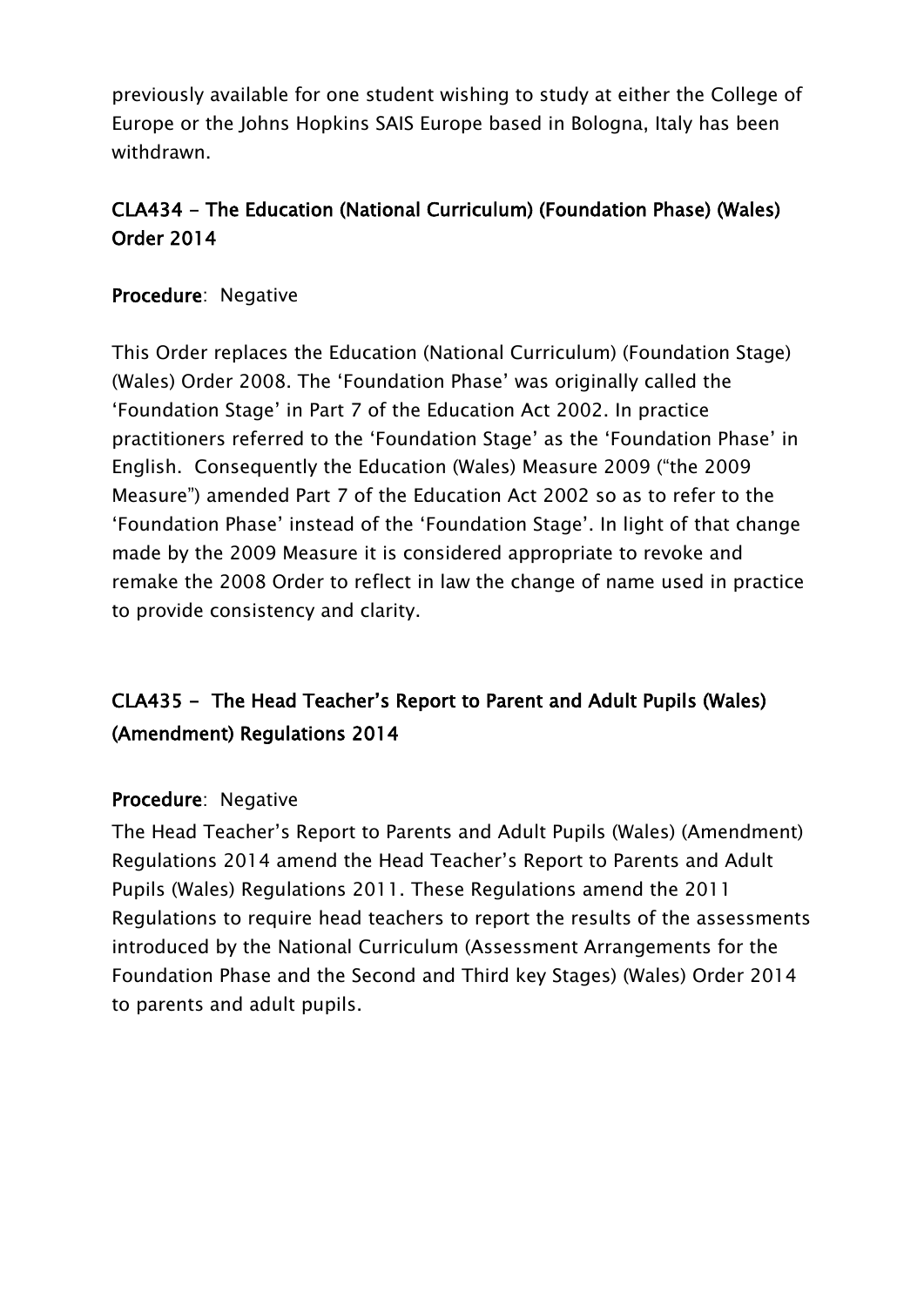previously available for one student wishing to study at either the College of Europe or the Johns Hopkins SAIS Europe based in Bologna, Italy has been withdrawn.

## CLA434 - The Education (National Curriculum) (Foundation Phase) (Wales) Order 2014

**Procedure**: Negative

This Order replaces the Education (National Curriculum) (Foundation Stage) (Wales) Order 2008. The 'Foundation Phase' was originally called the 'Foundation Stage' in Part 7 of the Education Act 2002. In practice practitioners referred to the 'Foundation Stage' as the 'Foundation Phase' in English. Consequently the Education (Wales) Measure 2009 ("the 2009 Measure") amended Part 7 of the Education Act 2002 so as to refer to the 'Foundation Phase' instead of the 'Foundation Stage'. In light of that change made by the 2009 Measure it is considered appropriate to revoke and remake the 2008 Order to reflect in law the change of name used in practice to provide consistency and clarity.

## CLA435 - The Head Teacher's Report to Parent and Adult Pupils (Wales) (Amendment) Regulations 2014

**Procedure**: Negative

The Head Teacher's Report to Parents and Adult Pupils (Wales) (Amendment) Regulations 2014 amend the Head Teacher's Report to Parents and Adult Pupils (Wales) Regulations 2011. These Regulations amend the 2011 Regulations to require head teachers to report the results of the assessments introduced by the National Curriculum (Assessment Arrangements for the Foundation Phase and the Second and Third key Stages) (Wales) Order 2014 to parents and adult pupils.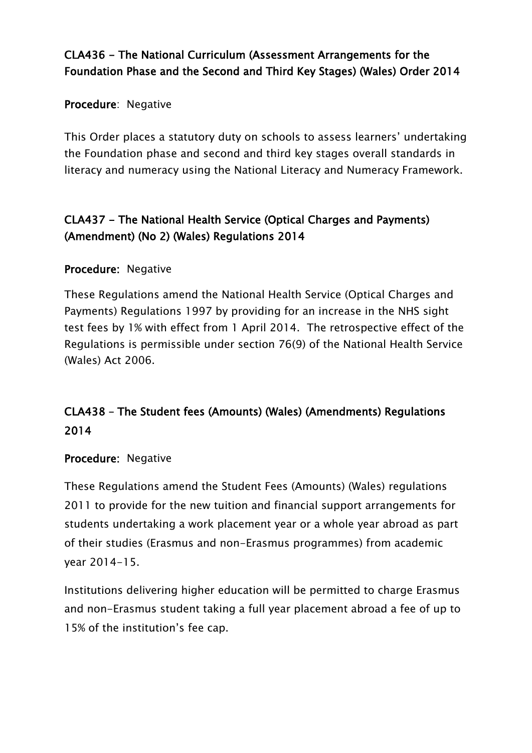### CLA436 - The National Curriculum (Assessment Arrangements for the Foundation Phase and the Second and Third Key Stages) (Wales) Order 2014

**Procedure**: Negative

This Order places a statutory duty on schools to assess learners' undertaking the Foundation phase and second and third key stages overall standards in literacy and numeracy using the National Literacy and Numeracy Framework.

### CLA437 - The National Health Service (Optical Charges and Payments) (Amendment) (No 2) (Wales) Regulations 2014

**Procedure:** Negative

These Regulations amend the National Health Service (Optical Charges and Payments) Regulations 1997 by providing for an increase in the NHS sight test fees by 1% with effect from 1 April 2014. The retrospective effect of the Regulations is permissible under section 76(9) of the National Health Service (Wales) Act 2006.

### CLA438 – The Student fees (Amounts) (Wales) (Amendments) Regulations 2014

**Procedure**: Negative

These Regulations amend the Student Fees (Amounts) (Wales) regulations 2011 to provide for the new tuition and financial support arrangements for students undertaking a work placement year or a whole year abroad as part of their studies (Erasmus and non-Erasmus programmes) from academic year 2014-15.

Institutions delivering higher education will be permitted to charge Erasmus and non-Erasmus student taking a full year placement abroad a fee of up to 15% of the institution's fee cap.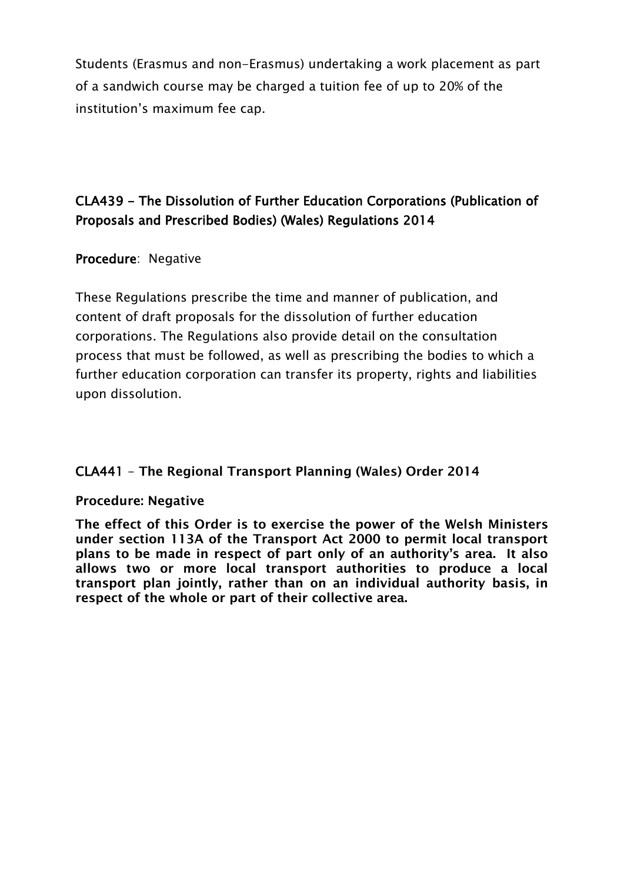Students (Erasmus and non-Erasmus) undertaking a work placement as part of a sandwich course may be charged a tuition fee of up to 20% of the institution's maximum fee cap.

## CLA439 - The Dissolution of Further Education Corporations (Publication of Proposals and Prescribed Bodies) (Wales) Regulations 2014

**Procedure**: Negative

These Regulations prescribe the time and manner of publication, and content of draft proposals for the dissolution of further education corporations. The Regulations also provide detail on the consultation process that must be followed, as well as prescribing the bodies to which a further education corporation can transfer its property, rights and liabilities upon dissolution.

## CLA441 - The Regional Transport Planning (Wales) Order 2014

**Procedure: Negative**

**The effect of this Order is to exercise the power of the Welsh Ministers under section 113A of the Transport Act 2000 to permit local transport plans to be made in respect of part only of an authority's area. It also allows two or more local transport authorities to produce a local transport plan jointly, rather than on an individual authority basis, in respect of the whole or part of their collective area.**